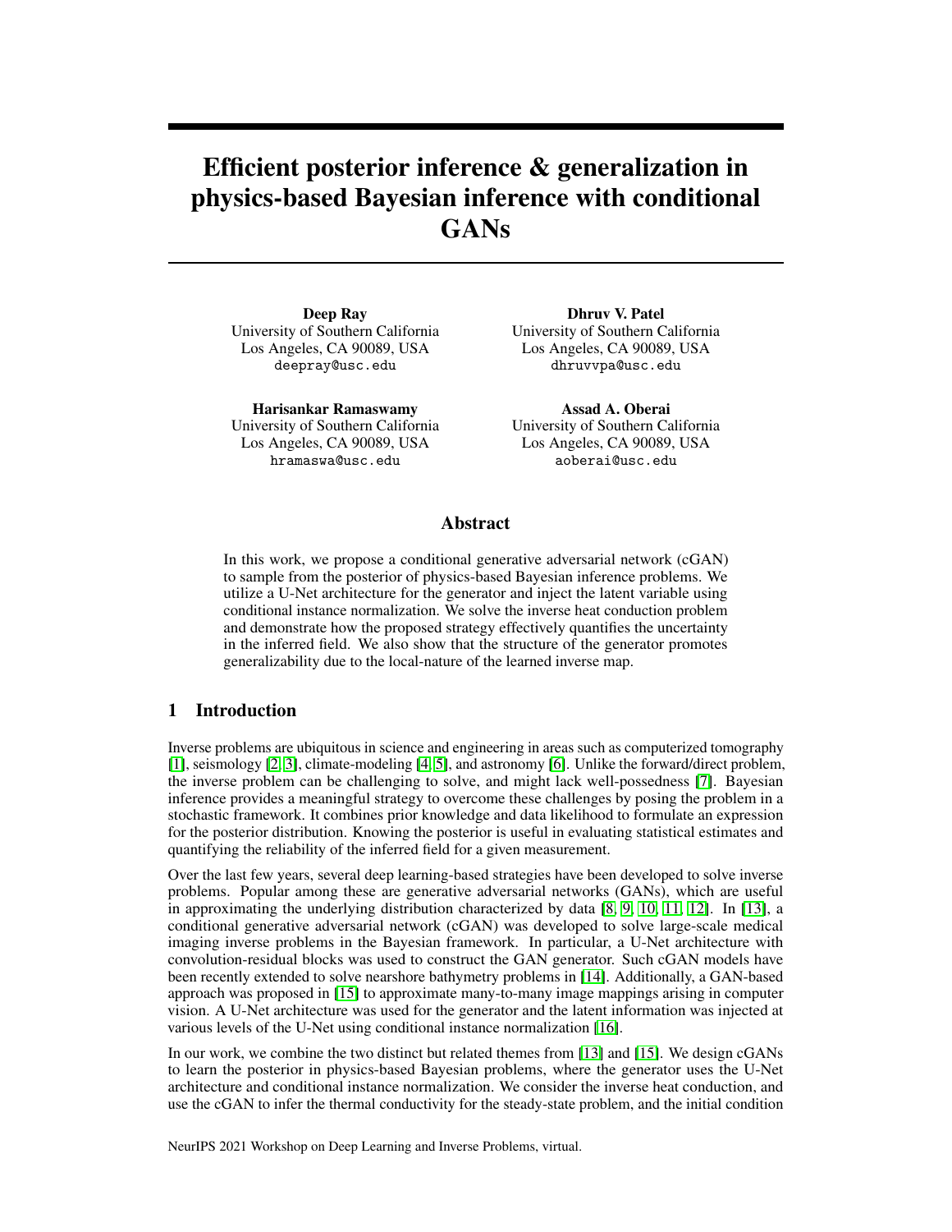# Efficient posterior inference & generalization in physics-based Bayesian inference with conditional GANs

**Deep Ray**
University of Southern California
Los Angeles, CA 90089, USA
deepray@usc.edu

**Dhruv V. Patel**
University of Southern California
Los Angeles, CA 90089, USA
dhruvvpa@usc.edu

**Harisankar Ramaswamy**
University of Southern California
Los Angeles, CA 90089, USA
hramaswa@usc.edu

**Assad A. Oberai**
University of Southern California
Los Angeles, CA 90089, USA
aoberai@usc.edu

## Abstract

In this work, we propose a conditional generative adversarial network (cGAN) to sample from the posterior of physics-based Bayesian inference problems. We utilize a U-Net architecture for the generator and inject the latent variable using conditional instance normalization. We solve the inverse heat conduction problem and demonstrate how the proposed strategy effectively quantifies the uncertainty in the inferred field. We also show that the structure of the generator promotes generalizability due to the local-nature of the learned inverse map.

## 1 Introduction

Inverse problems are ubiquitous in science and engineering in areas such as computerized tomography [1], seismology [2, 3], climate-modeling [4, 5], and astronomy [6]. Unlike the forward/direct problem, the inverse problem can be challenging to solve, and might lack well-possedness [7]. Bayesian inference provides a meaningful strategy to overcome these challenges by posing the problem in a stochastic framework. It combines prior knowledge and data likelihood to formulate an expression for the posterior distribution. Knowing the posterior is useful in evaluating statistical estimates and quantifying the reliability of the inferred field for a given measurement.

Over the last few years, several deep learning-based strategies have been developed to solve inverse problems. Popular among these are generative adversarial networks (GANs), which are useful in approximating the underlying distribution characterized by data [8, 9, 10, 11, 12]. In [13], a conditional generative adversarial network (cGAN) was developed to solve large-scale medical imaging inverse problems in the Bayesian framework. In particular, a U-Net architecture with convolution-residual blocks was used to construct the GAN generator. Such cGAN models have been recently extended to solve nearshore bathymetry problems in [14]. Additionally, a GAN-based approach was proposed in [15] to approximate many-to-many image mappings arising in computer vision. A U-Net architecture was used for the generator and the latent information was injected at various levels of the U-Net using conditional instance normalization [16].

In our work, we combine the two distinct but related themes from [13] and [15]. We design cGANs to learn the posterior in physics-based Bayesian problems, where the generator uses the U-Net architecture and conditional instance normalization. We consider the inverse heat conduction, and use the cGAN to infer the thermal conductivity for the steady-state problem, and the initial condition

NeurIPS 2021 Workshop on Deep Learning and Inverse Problems, virtual.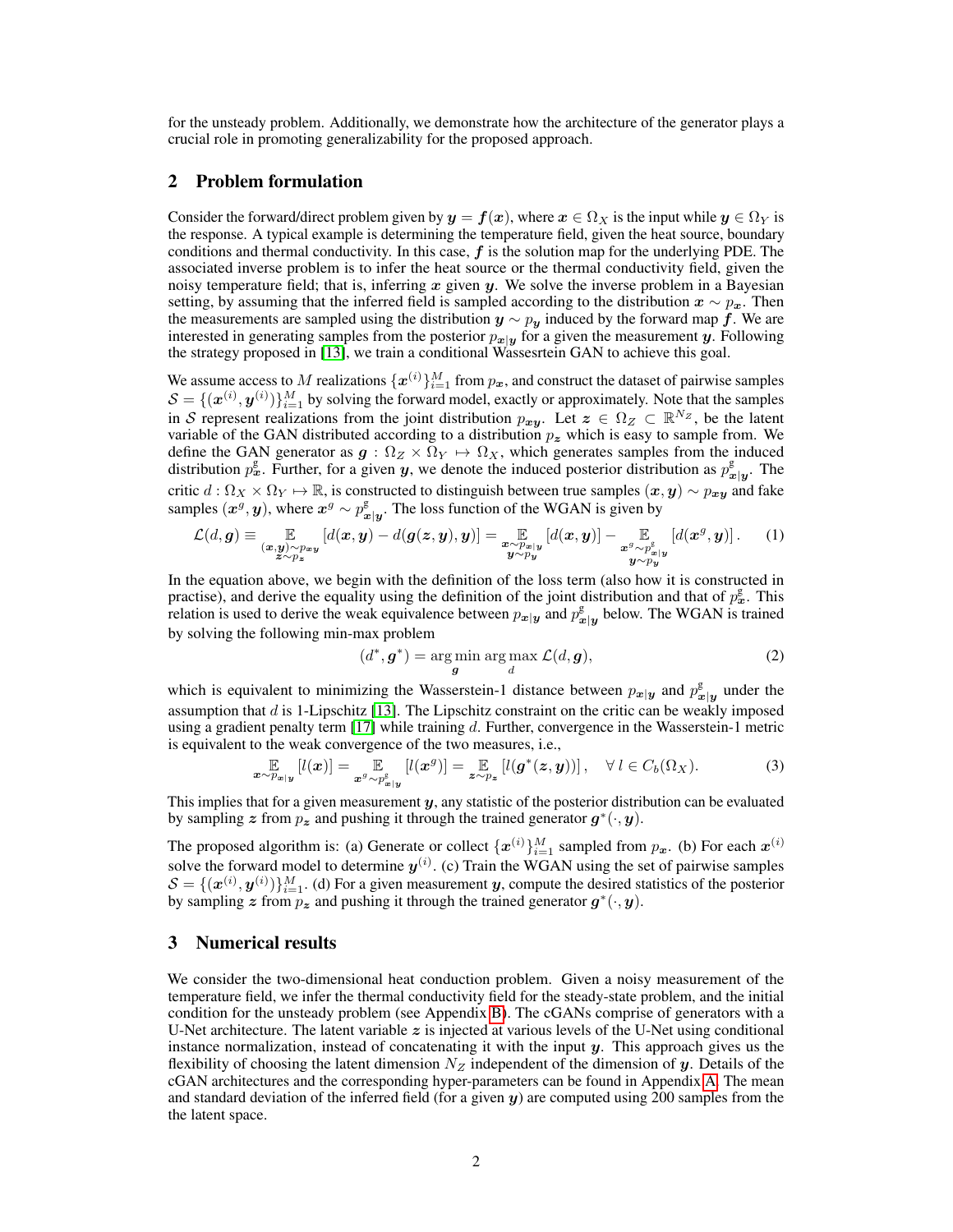for the unsteady problem. Additionally, we demonstrate how the architecture of the generator plays a crucial role in promoting generalizability for the proposed approach.

## 2 Problem formulation

Consider the forward/direct problem given by $\boldsymbol{y} = \boldsymbol{f}(\boldsymbol{x})$, where $\boldsymbol{x} \in \Omega_X$ is the input while $\boldsymbol{y} \in \Omega_Y$ is the response. A typical example is determining the temperature field, given the heat source, boundary conditions and thermal conductivity. In this case, $\boldsymbol{f}$ is the solution map for the underlying PDE. The associated inverse problem is to infer the heat source or the thermal conductivity field, given the noisy temperature field; that is, inferring $\boldsymbol{x}$ given $\boldsymbol{y}$. We solve the inverse problem in a Bayesian setting, by assuming that the inferred field is sampled according to the distribution $\boldsymbol{x} \sim p_{\boldsymbol{x}}$. Then the measurements are sampled using the distribution $\boldsymbol{y} \sim p_{\boldsymbol{y}}$ induced by the forward map $\boldsymbol{f}$. We are interested in generating samples from the posterior $p_{\boldsymbol{x}|\boldsymbol{y}}$ for a given the measurement $\boldsymbol{y}$. Following the strategy proposed in [13], we train a conditional Wassesrtein GAN to achieve this goal.

We assume access to $M$ realizations $\{\boldsymbol{x}^{(i)}\}_{i=1}^{M}$ from $p_{\boldsymbol{x}}$, and construct the dataset of pairwise samples $\mathcal{S} = \{(\boldsymbol{x}^{(i)}, \boldsymbol{y}^{(i)})\}_{i=1}^{M}$ by solving the forward model, exactly or approximately. Note that the samples in $\mathcal{S}$ represent realizations from the joint distribution $p_{\boldsymbol{xy}}$. Let $\boldsymbol{z} \in \Omega_Z \subset \mathbb{R}^{N_Z}$, be the latent variable of the GAN distributed according to a distribution $p_{\boldsymbol{z}}$ which is easy to sample from. We define the GAN generator as $\boldsymbol{g} : \Omega_Z \times \Omega_Y \mapsto \Omega_X$, which generates samples from the induced distribution $p^{\mathrm{g}}_{\boldsymbol{x}}$. Further, for a given $\boldsymbol{y}$, we denote the induced posterior distribution as $p^{\mathrm{g}}_{\boldsymbol{x}|\boldsymbol{y}}$. The critic $d : \Omega_X \times \Omega_Y \mapsto \mathbb{R}$, is constructed to distinguish between true samples $(\boldsymbol{x}, \boldsymbol{y}) \sim p_{\boldsymbol{xy}}$ and fake samples $(\boldsymbol{x}^g, \boldsymbol{y})$, where $\boldsymbol{x}^g \sim p^{\mathrm{g}}_{\boldsymbol{x}|\boldsymbol{y}}$. The loss function of the WGAN is given by

$$
\mathcal{L}(d, \boldsymbol{g}) \equiv \underset{\substack{(\boldsymbol{x},\boldsymbol{y}) \sim p_{\boldsymbol{xy}} \\ \boldsymbol{z} \sim p_{\boldsymbol{z}}}}{\mathbb{E}} \left[ d(\boldsymbol{x}, \boldsymbol{y}) - d(\boldsymbol{g}(\boldsymbol{z}, \boldsymbol{y}), \boldsymbol{y}) \right] = \underset{\substack{\boldsymbol{x} \sim p_{\boldsymbol{x}|\boldsymbol{y}} \\ \boldsymbol{y} \sim p_{\boldsymbol{y}}}}{\mathbb{E}} \left[ d(\boldsymbol{x}, \boldsymbol{y}) \right] - \underset{\substack{\boldsymbol{x}^g \sim p^{\mathrm{g}}_{\boldsymbol{x}|\boldsymbol{y}} \\ \boldsymbol{y} \sim p_{\boldsymbol{y}}}}{\mathbb{E}} \left[ d(\boldsymbol{x}^g, \boldsymbol{y}) \right]. \tag{1}
$$

In the equation above, we begin with the definition of the loss term (also how it is constructed in practise), and derive the equality using the definition of the joint distribution and that of $p^{\mathrm{g}}_{\boldsymbol{x}}$. This relation is used to derive the weak equivalence between $p_{\boldsymbol{x}|\boldsymbol{y}}$ and $p^{\mathrm{g}}_{\boldsymbol{x}|\boldsymbol{y}}$ below. The WGAN is trained by solving the following min-max problem

$$
(d^*, \boldsymbol{g}^*) = \underset{\boldsymbol{g}}{\arg\min}\, \underset{d}{\arg\max}\, \mathcal{L}(d, \boldsymbol{g}), \tag{2}
$$

which is equivalent to minimizing the Wasserstein-1 distance between $p_{\boldsymbol{x}|\boldsymbol{y}}$ and $p^{\mathrm{g}}_{\boldsymbol{x}|\boldsymbol{y}}$ under the assumption that $d$ is 1-Lipschitz [13]. The Lipschitz constraint on the critic can be weakly imposed using a gradient penalty term [17] while training $d$. Further, convergence in the Wasserstein-1 metric is equivalent to the weak convergence of the two measures, i.e.,

$$
\underset{\boldsymbol{x} \sim p_{\boldsymbol{x}|\boldsymbol{y}}}{\mathbb{E}} [l(\boldsymbol{x})] = \underset{\boldsymbol{x}^g \sim p^{\mathrm{g}}_{\boldsymbol{x}|\boldsymbol{y}}}{\mathbb{E}} [l(\boldsymbol{x}^g)] = \underset{\boldsymbol{z} \sim p_{\boldsymbol{z}}}{\mathbb{E}} [l(\boldsymbol{g}^*(\boldsymbol{z}, \boldsymbol{y}))], \quad \forall\, l \in C_b(\Omega_X). \tag{3}
$$

This implies that for a given measurement $\boldsymbol{y}$, any statistic of the posterior distribution can be evaluated by sampling $\boldsymbol{z}$ from $p_{\boldsymbol{z}}$ and pushing it through the trained generator $\boldsymbol{g}^*(\cdot, \boldsymbol{y})$.

The proposed algorithm is: (a) Generate or collect $\{\boldsymbol{x}^{(i)}\}_{i=1}^{M}$ sampled from $p_{\boldsymbol{x}}$. (b) For each $\boldsymbol{x}^{(i)}$ solve the forward model to determine $\boldsymbol{y}^{(i)}$. (c) Train the WGAN using the set of pairwise samples $\mathcal{S} = \{(\boldsymbol{x}^{(i)}, \boldsymbol{y}^{(i)})\}_{i=1}^{M}$. (d) For a given measurement $\boldsymbol{y}$, compute the desired statistics of the posterior by sampling $\boldsymbol{z}$ from $p_{\boldsymbol{z}}$ and pushing it through the trained generator $\boldsymbol{g}^*(\cdot, \boldsymbol{y})$.

## 3 Numerical results

We consider the two-dimensional heat conduction problem. Given a noisy measurement of the temperature field, we infer the thermal conductivity field for the steady-state problem, and the initial condition for the unsteady problem (see Appendix B). The cGANs comprise of generators with a U-Net architecture. The latent variable $\boldsymbol{z}$ is injected at various levels of the U-Net using conditional instance normalization, instead of concatenating it with the input $\boldsymbol{y}$. This approach gives us the flexibility of choosing the latent dimension $N_Z$ independent of the dimension of $\boldsymbol{y}$. Details of the cGAN architectures and the corresponding hyper-parameters can be found in Appendix A. The mean and standard deviation of the inferred field (for a given $\boldsymbol{y}$) are computed using 200 samples from the the latent space.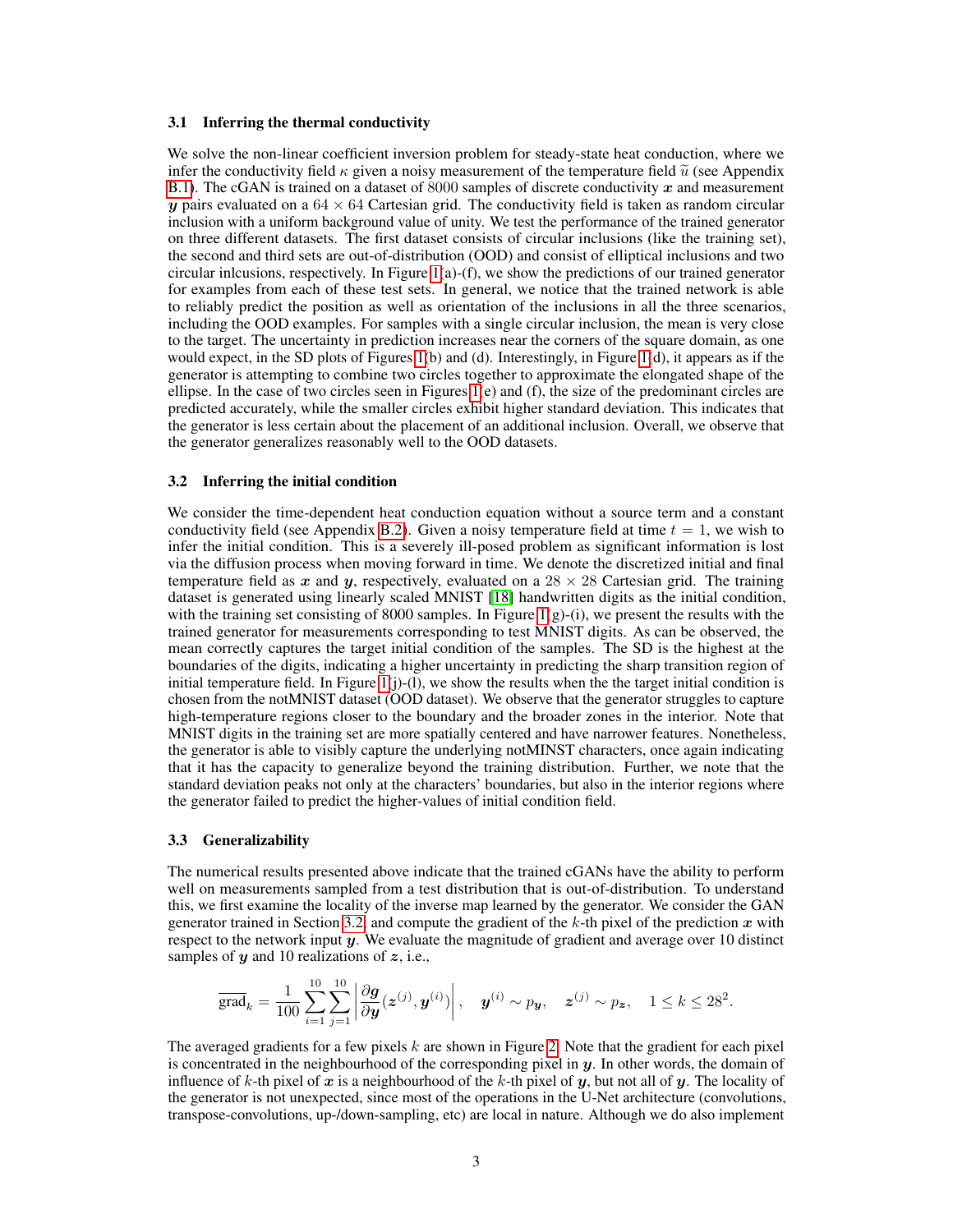### 3.1 Inferring the thermal conductivity

We solve the non-linear coefficient inversion problem for steady-state heat conduction, where we infer the conductivity field $\kappa$ given a noisy measurement of the temperature field $\widetilde{u}$ (see Appendix B.1). The cGAN is trained on a dataset of 8000 samples of discrete conductivity $\boldsymbol{x}$ and measurement $\boldsymbol{y}$ pairs evaluated on a $64 \times 64$ Cartesian grid. The conductivity field is taken as random circular inclusion with a uniform background value of unity. We test the performance of the trained generator on three different datasets. The first dataset consists of circular inclusions (like the training set), the second and third sets are out-of-distribution (OOD) and consist of elliptical inclusions and two circular inlcusions, respectively. In Figure 1(a)-(f), we show the predictions of our trained generator for examples from each of these test sets. In general, we notice that the trained network is able to reliably predict the position as well as orientation of the inclusions in all the three scenarios, including the OOD examples. For samples with a single circular inclusion, the mean is very close to the target. The uncertainty in prediction increases near the corners of the square domain, as one would expect, in the SD plots of Figures 1(b) and (d). Interestingly, in Figure 1(d), it appears as if the generator is attempting to combine two circles together to approximate the elongated shape of the ellipse. In the case of two circles seen in Figures 1(e) and (f), the size of the predominant circles are predicted accurately, while the smaller circles exhibit higher standard deviation. This indicates that the generator is less certain about the placement of an additional inclusion. Overall, we observe that the generator generalizes reasonably well to the OOD datasets.

### 3.2 Inferring the initial condition

We consider the time-dependent heat conduction equation without a source term and a constant conductivity field (see Appendix B.2). Given a noisy temperature field at time $t = 1$, we wish to infer the initial condition. This is a severely ill-posed problem as significant information is lost via the diffusion process when moving forward in time. We denote the discretized initial and final temperature field as $\boldsymbol{x}$ and $\boldsymbol{y}$, respectively, evaluated on a $28 \times 28$ Cartesian grid. The training dataset is generated using linearly scaled MNIST [18] handwritten digits as the initial condition, with the training set consisting of 8000 samples. In Figure 1(g)-(i), we present the results with the trained generator for measurements corresponding to test MNIST digits. As can be observed, the mean correctly captures the target initial condition of the samples. The SD is the highest at the boundaries of the digits, indicating a higher uncertainty in predicting the sharp transition region of initial temperature field. In Figure 1(j)-(l), we show the results when the the target initial condition is chosen from the notMNIST dataset (OOD dataset). We observe that the generator struggles to capture high-temperature regions closer to the boundary and the broader zones in the interior. Note that MNIST digits in the training set are more spatially centered and have narrower features. Nonetheless, the generator is able to visibly capture the underlying notMINST characters, once again indicating that it has the capacity to generalize beyond the training distribution. Further, we note that the standard deviation peaks not only at the characters' boundaries, but also in the interior regions where the generator failed to predict the higher-values of initial condition field.

### 3.3 Generalizability

The numerical results presented above indicate that the trained cGANs have the ability to perform well on measurements sampled from a test distribution that is out-of-distribution. To understand this, we first examine the locality of the inverse map learned by the generator. We consider the GAN generator trained in Section 3.2, and compute the gradient of the $k$-th pixel of the prediction $\boldsymbol{x}$ with respect to the network input $\boldsymbol{y}$. We evaluate the magnitude of gradient and average over 10 distinct samples of $\boldsymbol{y}$ and 10 realizations of $\boldsymbol{z}$, i.e.,

$$\overline{\text{grad}}_k = \frac{1}{100} \sum_{i=1}^{10} \sum_{j=1}^{10} \left| \frac{\partial \boldsymbol{g}}{\partial \boldsymbol{y}} (\boldsymbol{z}^{(j)}, \boldsymbol{y}^{(i)}) \right|, \quad \boldsymbol{y}^{(i)} \sim p_{\boldsymbol{y}}, \quad \boldsymbol{z}^{(j)} \sim p_{\boldsymbol{z}}, \quad 1 \leq k \leq 28^2.$$

The averaged gradients for a few pixels $k$ are shown in Figure 2. Note that the gradient for each pixel is concentrated in the neighbourhood of the corresponding pixel in $\boldsymbol{y}$. In other words, the domain of influence of $k$-th pixel of $\boldsymbol{x}$ is a neighbourhood of the $k$-th pixel of $\boldsymbol{y}$, but not all of $\boldsymbol{y}$. The locality of the generator is not unexpected, since most of the operations in the U-Net architecture (convolutions, transpose-convolutions, up-/down-sampling, etc) are local in nature. Although we do also implement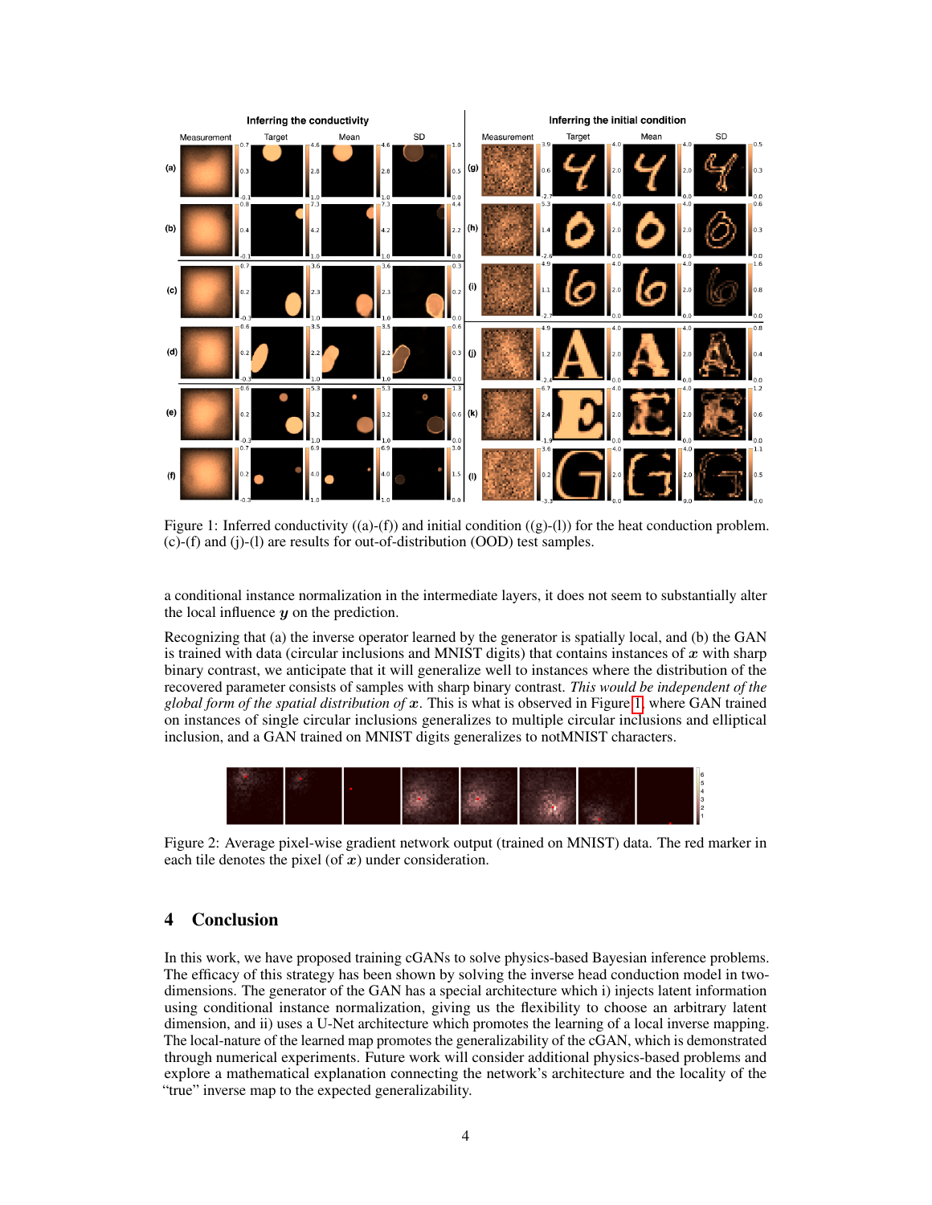Figure 1: Inferred conductivity ((a)-(f)) and initial condition ((g)-(l)) for the heat conduction problem. (c)-(f) and (j)-(l) are results for out-of-distribution (OOD) test samples.

a conditional instance normalization in the intermediate layers, it does not seem to substantially alter the local influence $\boldsymbol{y}$ on the prediction.

Recognizing that (a) the inverse operator learned by the generator is spatially local, and (b) the GAN is trained with data (circular inclusions and MNIST digits) that contains instances of $\boldsymbol{x}$ with sharp binary contrast, we anticipate that it will generalize well to instances where the distribution of the recovered parameter consists of samples with sharp binary contrast. *This would be independent of the global form of the spatial distribution of* $\boldsymbol{x}$. This is what is observed in Figure 1, where GAN trained on instances of single circular inclusions generalizes to multiple circular inclusions and elliptical inclusion, and a GAN trained on MNIST digits generalizes to notMNIST characters.

Figure 2: Average pixel-wise gradient network output (trained on MNIST) data. The red marker in each tile denotes the pixel (of $\boldsymbol{x}$) under consideration.

## 4 Conclusion

In this work, we have proposed training cGANs to solve physics-based Bayesian inference problems. The efficacy of this strategy has been shown by solving the inverse head conduction model in two-dimensions. The generator of the GAN has a special architecture which i) injects latent information using conditional instance normalization, giving us the flexibility to choose an arbitrary latent dimension, and ii) uses a U-Net architecture which promotes the learning of a local inverse mapping. The local-nature of the learned map promotes the generalizability of the cGAN, which is demonstrated through numerical experiments. Future work will consider additional physics-based problems and explore a mathematical explanation connecting the network's architecture and the locality of the "true" inverse map to the expected generalizability.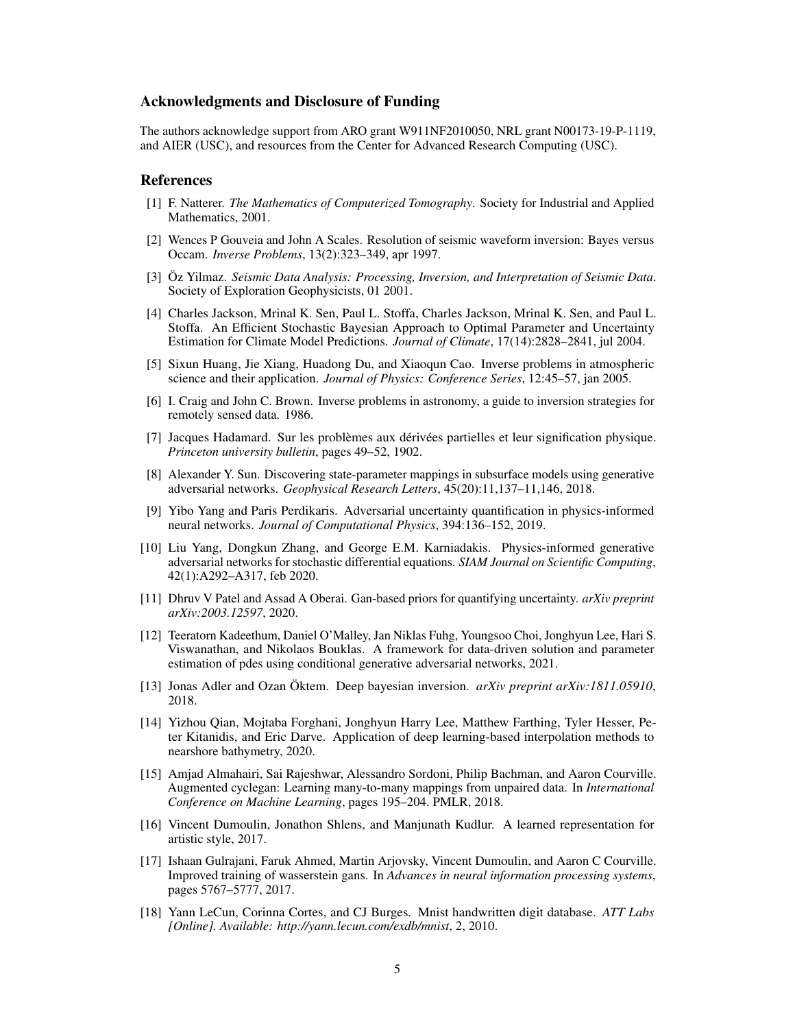### Acknowledgments and Disclosure of Funding

The authors acknowledge support from ARO grant W911NF2010050, NRL grant N00173-19-P-1119, and AIER (USC), and resources from the Center for Advanced Research Computing (USC).

### References

[1] F. Natterer. *The Mathematics of Computerized Tomography*. Society for Industrial and Applied Mathematics, 2001.

[2] Wences P Gouveia and John A Scales. Resolution of seismic waveform inversion: Bayes versus Occam. *Inverse Problems*, 13(2):323–349, apr 1997.

[3] Öz Yilmaz. *Seismic Data Analysis: Processing, Inversion, and Interpretation of Seismic Data*. Society of Exploration Geophysicists, 01 2001.

[4] Charles Jackson, Mrinal K. Sen, Paul L. Stoffa, Charles Jackson, Mrinal K. Sen, and Paul L. Stoffa. An Efficient Stochastic Bayesian Approach to Optimal Parameter and Uncertainty Estimation for Climate Model Predictions. *Journal of Climate*, 17(14):2828–2841, jul 2004.

[5] Sixun Huang, Jie Xiang, Huadong Du, and Xiaoqun Cao. Inverse problems in atmospheric science and their application. *Journal of Physics: Conference Series*, 12:45–57, jan 2005.

[6] I. Craig and John C. Brown. Inverse problems in astronomy, a guide to inversion strategies for remotely sensed data. 1986.

[7] Jacques Hadamard. Sur les problèmes aux dérivées partielles et leur signification physique. *Princeton university bulletin*, pages 49–52, 1902.

[8] Alexander Y. Sun. Discovering state-parameter mappings in subsurface models using generative adversarial networks. *Geophysical Research Letters*, 45(20):11,137–11,146, 2018.

[9] Yibo Yang and Paris Perdikaris. Adversarial uncertainty quantification in physics-informed neural networks. *Journal of Computational Physics*, 394:136–152, 2019.

[10] Liu Yang, Dongkun Zhang, and George E.M. Karniadakis. Physics-informed generative adversarial networks for stochastic differential equations. *SIAM Journal on Scientific Computing*, 42(1):A292–A317, feb 2020.

[11] Dhruv V Patel and Assad A Oberai. Gan-based priors for quantifying uncertainty. *arXiv preprint arXiv:2003.12597*, 2020.

[12] Teeratorn Kadeethum, Daniel O'Malley, Jan Niklas Fuhg, Youngsoo Choi, Jonghyun Lee, Hari S. Viswanathan, and Nikolaos Bouklas. A framework for data-driven solution and parameter estimation of pdes using conditional generative adversarial networks, 2021.

[13] Jonas Adler and Ozan Öktem. Deep bayesian inversion. *arXiv preprint arXiv:1811.05910*, 2018.

[14] Yizhou Qian, Mojtaba Forghani, Jonghyun Harry Lee, Matthew Farthing, Tyler Hesser, Peter Kitanidis, and Eric Darve. Application of deep learning-based interpolation methods to nearshore bathymetry, 2020.

[15] Amjad Almahairi, Sai Rajeshwar, Alessandro Sordoni, Philip Bachman, and Aaron Courville. Augmented cyclegan: Learning many-to-many mappings from unpaired data. In *International Conference on Machine Learning*, pages 195–204. PMLR, 2018.

[16] Vincent Dumoulin, Jonathon Shlens, and Manjunath Kudlur. A learned representation for artistic style, 2017.

[17] Ishaan Gulrajani, Faruk Ahmed, Martin Arjovsky, Vincent Dumoulin, and Aaron C Courville. Improved training of wasserstein gans. In *Advances in neural information processing systems*, pages 5767–5777, 2017.

[18] Yann LeCun, Corinna Cortes, and CJ Burges. Mnist handwritten digit database. *ATT Labs [Online]. Available: http://yann.lecun.com/exdb/mnist*, 2, 2010.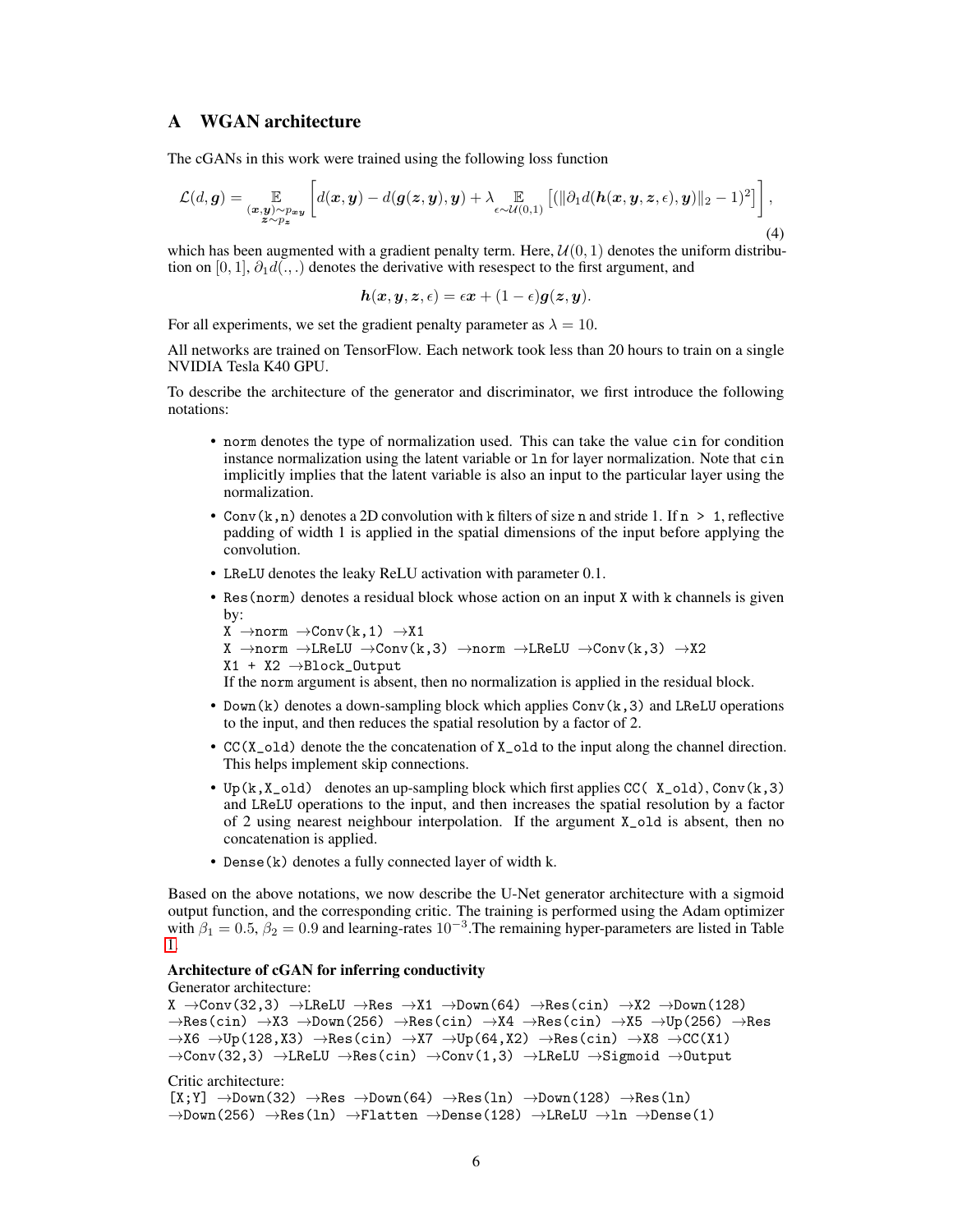## A WGAN architecture

The cGANs in this work were trained using the following loss function

$$\mathcal{L}(d, \boldsymbol{g}) = \mathop{\mathbb{E}}_{\substack{(\boldsymbol{x},\boldsymbol{y})\sim p_{\boldsymbol{xy}} \\ \boldsymbol{z}\sim p_{\boldsymbol{z}}}} \left[ d(\boldsymbol{x}, \boldsymbol{y}) - d(\boldsymbol{g}(\boldsymbol{z}, \boldsymbol{y}), \boldsymbol{y}) + \lambda \mathop{\mathbb{E}}_{\epsilon \sim \mathcal{U}(0,1)} \left[ (\|\partial_1 d(\boldsymbol{h}(\boldsymbol{x}, \boldsymbol{y}, \boldsymbol{z}, \epsilon), \boldsymbol{y})\|_2 - 1)^2 \right] \right], \tag{4}$$

which has been augmented with a gradient penalty term. Here, $\mathcal{U}(0, 1)$ denotes the uniform distribution on $[0, 1]$, $\partial_1 d(., .)$ denotes the derivative with resespect to the first argument, and

$$\boldsymbol{h}(\boldsymbol{x}, \boldsymbol{y}, \boldsymbol{z}, \epsilon) = \epsilon \boldsymbol{x} + (1 - \epsilon)\boldsymbol{g}(\boldsymbol{z}, \boldsymbol{y}).$$

For all experiments, we set the gradient penalty parameter as $\lambda = 10$.

All networks are trained on TensorFlow. Each network took less than 20 hours to train on a single NVIDIA Tesla K40 GPU.

To describe the architecture of the generator and discriminator, we first introduce the following notations:

- `norm` denotes the type of normalization used. This can take the value `cin` for condition instance normalization using the latent variable or `ln` for layer normalization. Note that `cin` implicitly implies that the latent variable is also an input to the particular layer using the normalization.
- `Conv(k,n)` denotes a 2D convolution with `k` filters of size `n` and stride 1. If `n > 1`, reflective padding of width 1 is applied in the spatial dimensions of the input before applying the convolution.
- `LReLU` denotes the leaky ReLU activation with parameter 0.1.
- `Res(norm)` denotes a residual block whose action on an input `X` with `k` channels is given by:
  `X` →`norm` →`Conv(k,1)` →`X1`
  `X` →`norm` →`LReLU` →`Conv(k,3)` →`norm` →`LReLU` →`Conv(k,3)` →`X2`
  `X1 + X2` →`Block_Output`
  If the `norm` argument is absent, then no normalization is applied in the residual block.
- `Down(k)` denotes a down-sampling block which applies `Conv(k,3)` and `LReLU` operations to the input, and then reduces the spatial resolution by a factor of 2.
- `CC(X_old)` denote the the concatenation of `X_old` to the input along the channel direction. This helps implement skip connections.
- `Up(k,X_old)` denotes an up-sampling block which first applies `CC( X_old)`, `Conv(k,3)` and `LReLU` operations to the input, and then increases the spatial resolution by a factor of 2 using nearest neighbour interpolation. If the argument `X_old` is absent, then no concatenation is applied.
- `Dense(k)` denotes a fully connected layer of width k.

Based on the above notations, we now describe the U-Net generator architecture with a sigmoid output function, and the corresponding critic. The training is performed using the Adam optimizer with $\beta_1 = 0.5$, $\beta_2 = 0.9$ and learning-rates $10^{-3}$.The remaining hyper-parameters are listed in Table 1.

**Architecture of cGAN for inferring conductivity**

Generator architecture:

```
X →Conv(32,3) →LReLU →Res →X1 →Down(64) →Res(cin) →X2 →Down(128)
→Res(cin) →X3 →Down(256) →Res(cin) →X4 →Res(cin) →X5 →Up(256) →Res
→X6 →Up(128,X3) →Res(cin) →X7 →Up(64,X2) →Res(cin) →X8 →CC(X1)
→Conv(32,3) →LReLU →Res(cin) →Conv(1,3) →LReLU →Sigmoid →Output
```

Critic architecture:

```
[X;Y] →Down(32) →Res →Down(64) →Res(ln) →Down(128) →Res(ln)
→Down(256) →Res(ln) →Flatten →Dense(128) →LReLU →ln →Dense(1)
```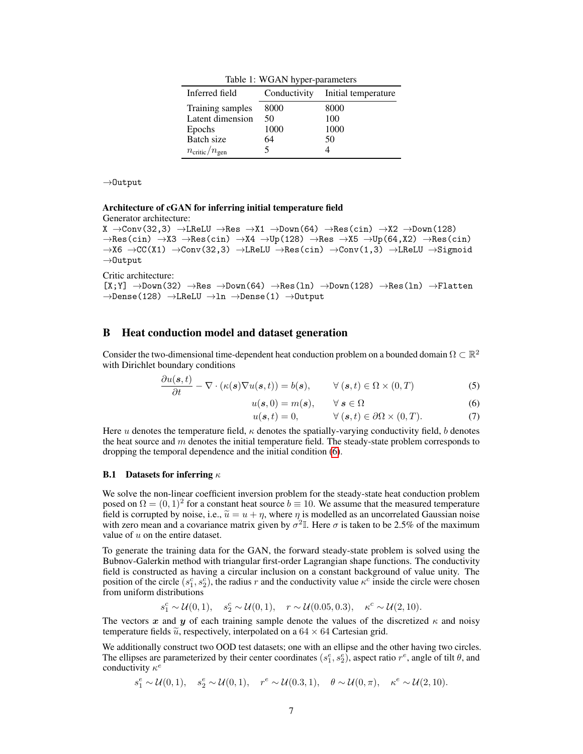Table 1: WGAN hyper-parameters

| Inferred field | Conductivity | Initial temperature |
|---|---|---|
| Training samples | 8000 | 8000 |
| Latent dimension | 50 | 100 |
| Epochs | 1000 | 1000 |
| Batch size | 64 | 50 |
| $n_{\text{critic}}/n_{\text{gen}}$ | 5 | 4 |

```
→Output
```

**Architecture of cGAN for inferring initial temperature field**

Generator architecture:

```
X →Conv(32,3) →LReLU →Res →X1 →Down(64) →Res(cin) →X2 →Down(128)
→Res(cin) →X3 →Res(cin) →X4 →Up(128) →Res →X5 →Up(64,X2) →Res(cin)
→X6 →CC(X1) →Conv(32,3) →LReLU →Res(cin) →Conv(1,3) →LReLU →Sigmoid
→Output
```

Critic architecture:

```
[X;Y] →Down(32) →Res →Down(64) →Res(ln) →Down(128) →Res(ln) →Flatten
→Dense(128) →LReLU →ln →Dense(1) →Output
```

## B Heat conduction model and dataset generation

Consider the two-dimensional time-dependent heat conduction problem on a bounded domain $\Omega \subset \mathbb{R}^2$ with Dirichlet boundary conditions

$$\frac{\partial u(\boldsymbol{s},t)}{\partial t} - \nabla \cdot (\kappa(\boldsymbol{s}) \nabla u(\boldsymbol{s},t)) = b(\boldsymbol{s}), \qquad \forall\ (\boldsymbol{s},t) \in \Omega \times (0,T) \tag{5}$$

$$u(\boldsymbol{s},0) = m(\boldsymbol{s}), \qquad \forall\ \boldsymbol{s} \in \Omega \tag{6}$$

$$u(\boldsymbol{s},t) = 0, \qquad \forall\ (\boldsymbol{s},t) \in \partial\Omega \times (0,T). \tag{7}$$

Here $u$ denotes the temperature field, $\kappa$ denotes the spatially-varying conductivity field, $b$ denotes the heat source and $m$ denotes the initial temperature field. The steady-state problem corresponds to dropping the temporal dependence and the initial condition (6).

### B.1 Datasets for inferring $\kappa$

We solve the non-linear coefficient inversion problem for the steady-state heat conduction problem posed on $\Omega = (0,1)^2$ for a constant heat source $b \equiv 10$. We assume that the measured temperature field is corrupted by noise, i.e., $\widetilde{u} = u + \eta$, where $\eta$ is modelled as an uncorrelated Gaussian noise with zero mean and a covariance matrix given by $\sigma^2 \mathbb{I}$. Here $\sigma$ is taken to be 2.5% of the maximum value of $u$ on the entire dataset.

To generate the training data for the GAN, the forward steady-state problem is solved using the Bubnov-Galerkin method with triangular first-order Lagrangian shape functions. The conductivity field is constructed as having a circular inclusion on a constant background of value unity. The position of the circle $(s_1^c, s_2^c)$, the radius $r$ and the conductivity value $\kappa^c$ inside the circle were chosen from uniform distributions

$$s_1^c \sim \mathcal{U}(0,1), \quad s_2^c \sim \mathcal{U}(0,1), \quad r \sim \mathcal{U}(0.05, 0.3), \quad \kappa^c \sim \mathcal{U}(2, 10).$$

The vectors $\boldsymbol{x}$ and $\boldsymbol{y}$ of each training sample denote the values of the discretized $\kappa$ and noisy temperature fields $\widetilde{u}$, respectively, interpolated on a $64 \times 64$ Cartesian grid.

We additionally construct two OOD test datasets; one with an ellipse and the other having two circles. The ellipses are parameterized by their center coordinates $(s_1^e, s_2^e)$, aspect ratio $r^e$, angle of tilt $\theta$, and conductivity $\kappa^e$

$$s_1^e \sim \mathcal{U}(0,1), \quad s_2^e \sim \mathcal{U}(0,1), \quad r^e \sim \mathcal{U}(0.3, 1), \quad \theta \sim \mathcal{U}(0, \pi), \quad \kappa^e \sim \mathcal{U}(2, 10).$$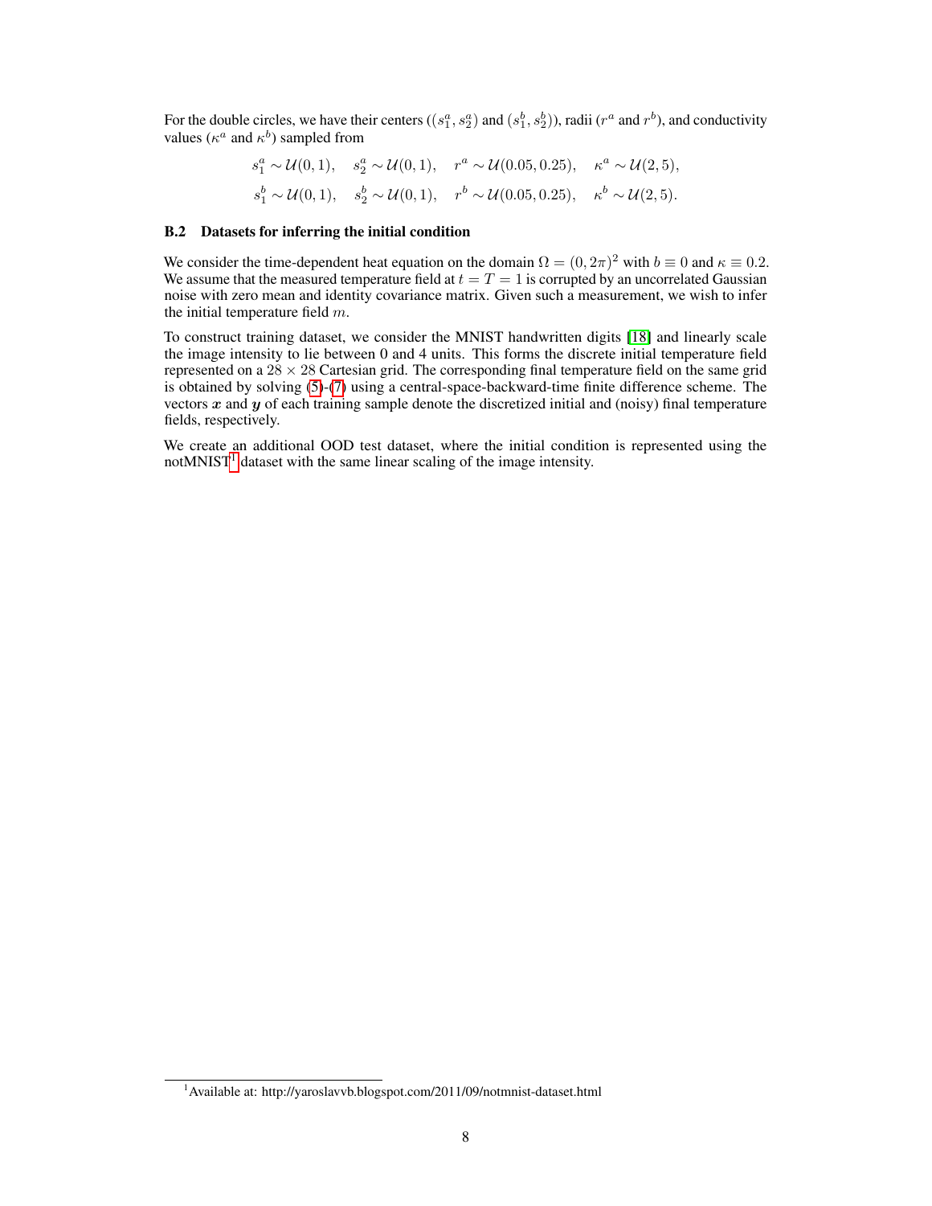For the double circles, we have their centers ($(s_1^a, s_2^a)$ and $(s_1^b, s_2^b)$), radii ($r^a$ and $r^b$), and conductivity values ($\kappa^a$ and $\kappa^b$) sampled from

$$
\begin{aligned}
s_1^a &\sim \mathcal{U}(0,1), \quad s_2^a \sim \mathcal{U}(0,1), \quad r^a \sim \mathcal{U}(0.05, 0.25), \quad \kappa^a \sim \mathcal{U}(2,5), \\
s_1^b &\sim \mathcal{U}(0,1), \quad s_2^b \sim \mathcal{U}(0,1), \quad r^b \sim \mathcal{U}(0.05, 0.25), \quad \kappa^b \sim \mathcal{U}(2,5).
\end{aligned}
$$

### B.2 Datasets for inferring the initial condition

We consider the time-dependent heat equation on the domain $\Omega = (0, 2\pi)^2$ with $b \equiv 0$ and $\kappa \equiv 0.2$. We assume that the measured temperature field at $t = T = 1$ is corrupted by an uncorrelated Gaussian noise with zero mean and identity covariance matrix. Given such a measurement, we wish to infer the initial temperature field $m$.

To construct training dataset, we consider the MNIST handwritten digits [18] and linearly scale the image intensity to lie between 0 and 4 units. This forms the discrete initial temperature field represented on a $28 \times 28$ Cartesian grid. The corresponding final temperature field on the same grid is obtained by solving (5)-(7) using a central-space-backward-time finite difference scheme. The vectors $\boldsymbol{x}$ and $\boldsymbol{y}$ of each training sample denote the discretized initial and (noisy) final temperature fields, respectively.

We create an additional OOD test dataset, where the initial condition is represented using the notMNIST[1] dataset with the same linear scaling of the image intensity.

[1] Available at: http://yaroslavvb.blogspot.com/2011/09/notmnist-dataset.html